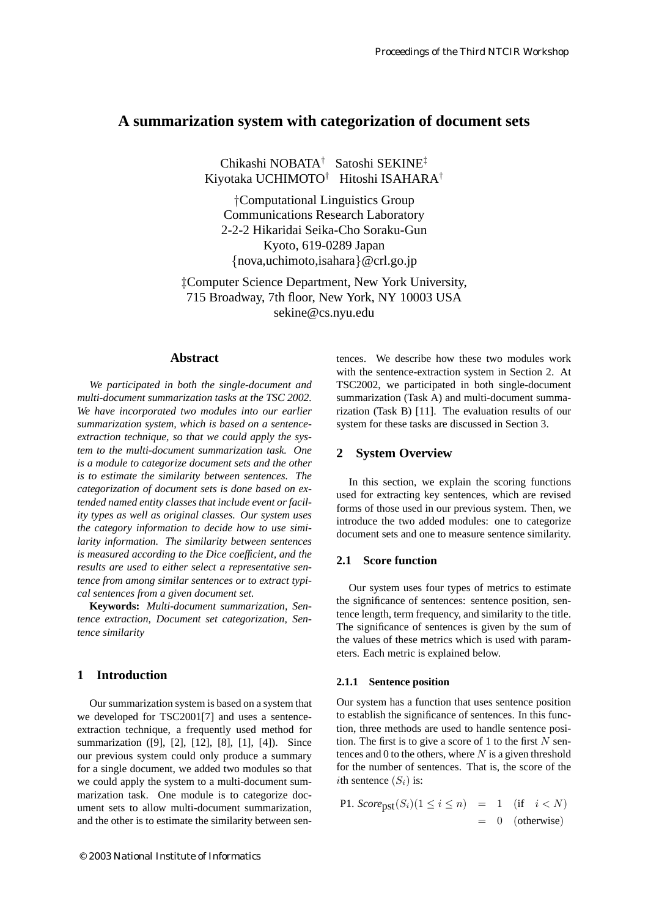# A summarization system with categorization of document sets

Chikashi NOBATA† Satoshi SEKINE‡
Kiyotaka UCHIMOTO† Hitoshi ISAHARA†

†Computational Linguistics Group
Communications Research Laboratory
2-2-2 Hikaridai Seika-Cho Soraku-Gun
Kyoto, 619-0289 Japan
{nova,uchimoto,isahara}@crl.go.jp

‡Computer Science Department, New York University,
715 Broadway, 7th floor, New York, NY 10003 USA
sekine@cs.nyu.edu

## Abstract

*We participated in both the single-document and multi-document summarization tasks at the TSC 2002. We have incorporated two modules into our earlier summarization system, which is based on a sentence-extraction technique, so that we could apply the system to the multi-document summarization task. One is a module to categorize document sets and the other is to estimate the similarity between sentences. The categorization of document sets is done based on extended named entity classes that include event or facility types as well as original classes. Our system uses the category information to decide how to use similarity information. The similarity between sentences is measured according to the Dice coefficient, and the results are used to either select a representative sentence from among similar sentences or to extract typical sentences from a given document set.*

**Keywords:** *Multi-document summarization, Sentence extraction, Document set categorization, Sentence similarity*

## 1 Introduction

Our summarization system is based on a system that we developed for TSC2001[7] and uses a sentence-extraction technique, a frequently used method for summarization ([9], [2], [12], [8], [1], [4]). Since our previous system could only produce a summary for a single document, we added two modules so that we could apply the system to a multi-document summarization task. One module is to categorize document sets to allow multi-document summarization, and the other is to estimate the similarity between sentences. We describe how these two modules work with the sentence-extraction system in Section 2. At TSC2002, we participated in both single-document summarization (Task A) and multi-document summarization (Task B) [11]. The evaluation results of our system for these tasks are discussed in Section 3.

## 2 System Overview

In this section, we explain the scoring functions used for extracting key sentences, which are revised forms of those used in our previous system. Then, we introduce the two added modules: one to categorize document sets and one to measure sentence similarity.

### 2.1 Score function

Our system uses four types of metrics to estimate the significance of sentences: sentence position, sentence length, term frequency, and similarity to the title. The significance of sentences is given by the sum of the values of these metrics which is used with parameters. Each metric is explained below.

#### 2.1.1 Sentence position

Our system has a function that uses sentence position to establish the significance of sentences. In this function, three methods are used to handle sentence position. The first is to give a score of 1 to the first $N$ sentences and 0 to the others, where $N$ is a given threshold for the number of sentences. That is, the score of the $i$th sentence $(S_i)$ is:

$$
\begin{aligned}
\text{P1. } \mathit{Score}_{\text{pst}}(S_i)(1 \leq i \leq n) &= 1 \quad (\text{if} \quad i < N) \\
&= 0 \quad (\text{otherwise})
\end{aligned}
$$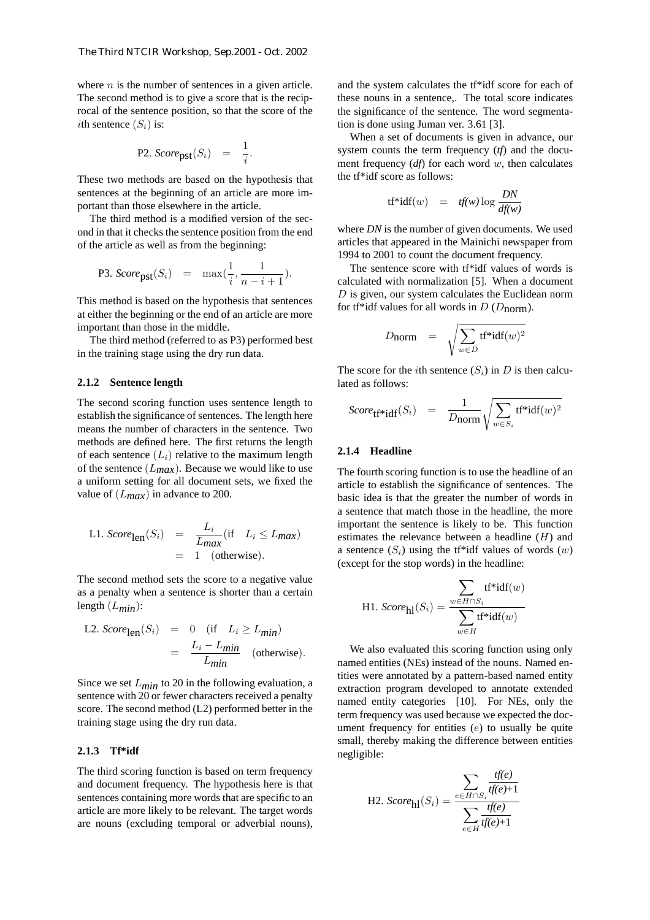where $n$ is the number of sentences in a given article. The second method is to give a score that is the reciprocal of the sentence position, so that the score of the $i$th sentence ($S_i$) is:

$$\text{P2. } Score_{\text{pst}}(S_i) \quad = \quad \frac{1}{i}.$$

These two methods are based on the hypothesis that sentences at the beginning of an article are more important than those elsewhere in the article.

The third method is a modified version of the second in that it checks the sentence position from the end of the article as well as from the beginning:

$$\text{P3. } Score_{\text{pst}}(S_i) \quad = \quad \max(\frac{1}{i}, \frac{1}{n-i+1}).$$

This method is based on the hypothesis that sentences at either the beginning or the end of an article are more important than those in the middle.

The third method (referred to as P3) performed best in the training stage using the dry run data.

### 2.1.2 Sentence length

The second scoring function uses sentence length to establish the significance of sentences. The length here means the number of characters in the sentence. Two methods are defined here. The first returns the length of each sentence ($L_i$) relative to the maximum length of the sentence ($L_{max}$). Because we would like to use a uniform setting for all document sets, we fixed the value of ($L_{max}$) in advance to 200.

$$\begin{aligned} \text{L1. } Score_{\text{len}}(S_i) \quad &= \quad \frac{L_i}{L_{max}} (\text{if} \quad L_i \leq L_{max}) \\ &= \quad 1 \quad (\text{otherwise}). \end{aligned}$$

The second method sets the score to a negative value as a penalty when a sentence is shorter than a certain length ($L_{min}$):

$$\begin{aligned} \text{L2. } Score_{\text{len}}(S_i) \quad &= \quad 0 \quad (\text{if} \quad L_i \geq L_{min}) \\ &= \quad \frac{L_i - L_{min}}{L_{min}} \quad (\text{otherwise}). \end{aligned}$$

Since we set $L_{min}$ to 20 in the following evaluation, a sentence with 20 or fewer characters received a penalty score. The second method (L2) performed better in the training stage using the dry run data.

### 2.1.3 Tf*idf

The third scoring function is based on term frequency and document frequency. The hypothesis here is that sentences containing more words that are specific to an article are more likely to be relevant. The target words are nouns (excluding temporal or adverbial nouns), and the system calculates the tf*idf score for each of these nouns in a sentence,. The total score indicates the significance of the sentence. The word segmentation is done using Juman ver. 3.61 [3].

When a set of documents is given in advance, our system counts the term frequency (*tf*) and the document frequency (*df*) for each word $w$, then calculates the tf*idf score as follows:

$$\text{tf*idf}(w) \quad = \quad tf(w) \log \frac{DN}{df(w)}$$

where *DN* is the number of given documents. We used articles that appeared in the Mainichi newspaper from 1994 to 2001 to count the document frequency.

The sentence score with tf*idf values of words is calculated with normalization [5]. When a document $D$ is given, our system calculates the Euclidean norm for tf*idf values for all words in $D$ ($D_{\text{norm}}$).

$$D_{\text{norm}} \quad = \quad \sqrt{\sum_{w \in D} \text{tf*idf}(w)^2}$$

The score for the $i$th sentence ($S_i$) in $D$ is then calculated as follows:

$$Score_{\text{tf*idf}}(S_i) \quad = \quad \frac{1}{D_{\text{norm}}} \sqrt{\sum_{w \in S_i} \text{tf*idf}(w)^2}$$

### 2.1.4 Headline

The fourth scoring function is to use the headline of an article to establish the significance of sentences. The basic idea is that the greater the number of words in a sentence that match those in the headline, the more important the sentence is likely to be. This function estimates the relevance between a headline ($H$) and a sentence ($S_i$) using the tf*idf values of words ($w$) (except for the stop words) in the headline:

$$\text{H1. } Score_{\text{hl}}(S_i) = \frac{\displaystyle\sum_{w \in H \cap S_i} \text{tf*idf}(w)}{\displaystyle\sum_{w \in H} \text{tf*idf}(w)}$$

We also evaluated this scoring function using only named entities (NEs) instead of the nouns. Named entities were annotated by a pattern-based named entity extraction program developed to annotate extended named entity categories [10]. For NEs, only the term frequency was used because we expected the document frequency for entities ($e$) to usually be quite small, thereby making the difference between entities negligible:

$$\text{H2. } Score_{\text{hl}}(S_i) = \frac{\displaystyle\sum_{e \in H \cap S_i} \frac{tf(e)}{tf(e)+1}}{\displaystyle\sum_{e \in H} \frac{tf(e)}{tf(e)+1}}$$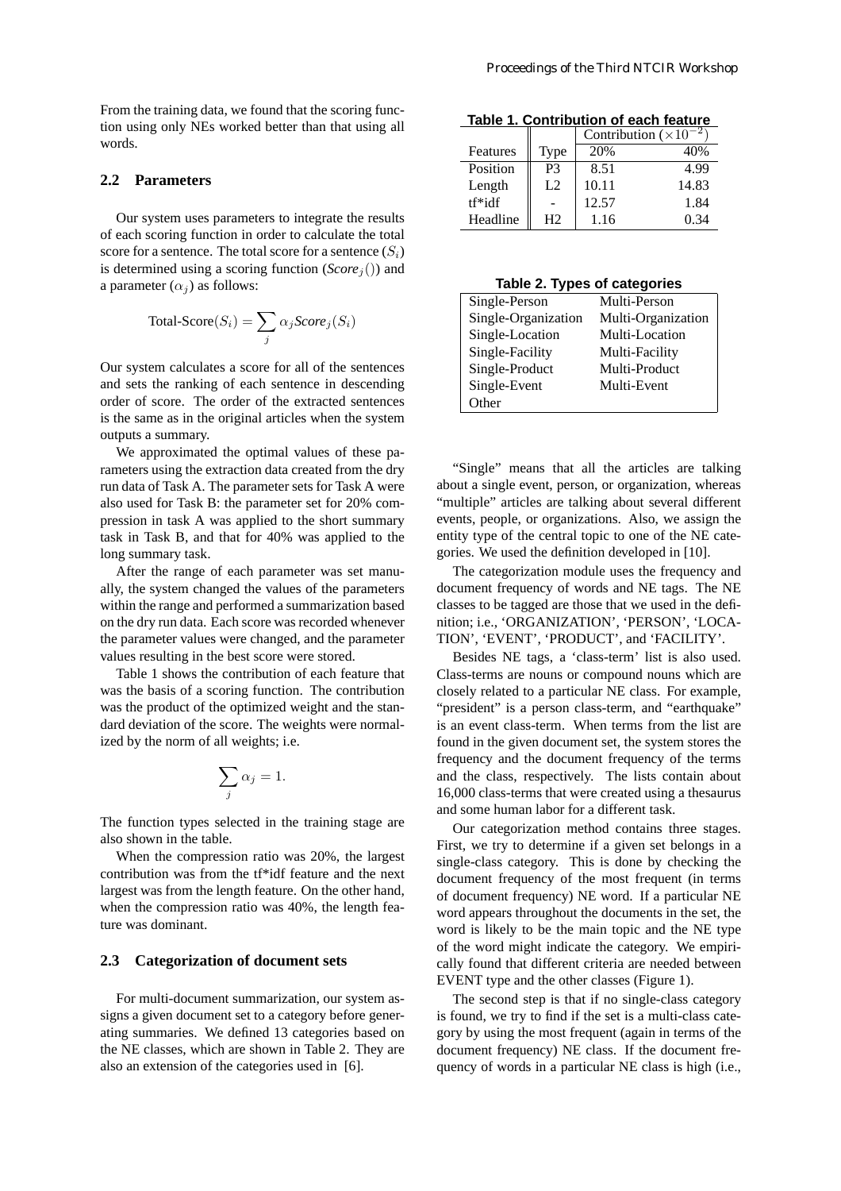From the training data, we found that the scoring function using only NEs worked better than that using all words.

### 2.2 Parameters

Our system uses parameters to integrate the results of each scoring function in order to calculate the total score for a sentence. The total score for a sentence ($S_i$) is determined using a scoring function ($Score_j()$) and a parameter ($\alpha_j$) as follows:

$$\text{Total-Score}(S_i) = \sum_j \alpha_j Score_j(S_i)$$

Our system calculates a score for all of the sentences and sets the ranking of each sentence in descending order of score. The order of the extracted sentences is the same as in the original articles when the system outputs a summary.

We approximated the optimal values of these parameters using the extraction data created from the dry run data of Task A. The parameter sets for Task A were also used for Task B: the parameter set for 20% compression in task A was applied to the short summary task in Task B, and that for 40% was applied to the long summary task.

After the range of each parameter was set manually, the system changed the values of the parameters within the range and performed a summarization based on the dry run data. Each score was recorded whenever the parameter values were changed, and the parameter values resulting in the best score were stored.

Table 1 shows the contribution of each feature that was the basis of a scoring function. The contribution was the product of the optimized weight and the standard deviation of the score. The weights were normalized by the norm of all weights; i.e.

$$\sum_j \alpha_j = 1.$$

The function types selected in the training stage are also shown in the table.

When the compression ratio was 20%, the largest contribution was from the tf*idf feature and the next largest was from the length feature. On the other hand, when the compression ratio was 40%, the length feature was dominant.

**Table 1. Contribution of each feature**

| | | Contribution ($\times 10^{-2}$) | |
|---|---|---|---|
| Features | Type | 20% | 40% |
| Position | P3 | 8.51 | 4.99 |
| Length | L2 | 10.11 | 14.83 |
| tf*idf | - | 12.57 | 1.84 |
| Headline | H2 | 1.16 | 0.34 |

### 2.3 Categorization of document sets

For multi-document summarization, our system assigns a given document set to a category before generating summaries. We defined 13 categories based on the NE classes, which are shown in Table 2. They are also an extension of the categories used in [6].

**Table 2. Types of categories**

| | |
|---|---|
| Single-Person | Multi-Person |
| Single-Organization | Multi-Organization |
| Single-Location | Multi-Location |
| Single-Facility | Multi-Facility |
| Single-Product | Multi-Product |
| Single-Event | Multi-Event |
| Other | |

"Single" means that all the articles are talking about a single event, person, or organization, whereas "multiple" articles are talking about several different events, people, or organizations. Also, we assign the entity type of the central topic to one of the NE categories. We used the definition developed in [10].

The categorization module uses the frequency and document frequency of words and NE tags. The NE classes to be tagged are those that we used in the definition; i.e., 'ORGANIZATION', 'PERSON', 'LOCATION', 'EVENT', 'PRODUCT', and 'FACILITY'.

Besides NE tags, a 'class-term' list is also used. Class-terms are nouns or compound nouns which are closely related to a particular NE class. For example, "president" is a person class-term, and "earthquake" is an event class-term. When terms from the list are found in the given document set, the system stores the frequency and the document frequency of the terms and the class, respectively. The lists contain about 16,000 class-terms that were created using a thesaurus and some human labor for a different task.

Our categorization method contains three stages. First, we try to determine if a given set belongs in a single-class category. This is done by checking the document frequency of the most frequent (in terms of document frequency) NE word. If a particular NE word appears throughout the documents in the set, the word is likely to be the main topic and the NE type of the word might indicate the category. We empirically found that different criteria are needed between EVENT type and the other classes (Figure 1).

The second step is that if no single-class category is found, we try to find if the set is a multi-class category by using the most frequent (again in terms of the document frequency) NE class. If the document frequency of words in a particular NE class is high (i.e.,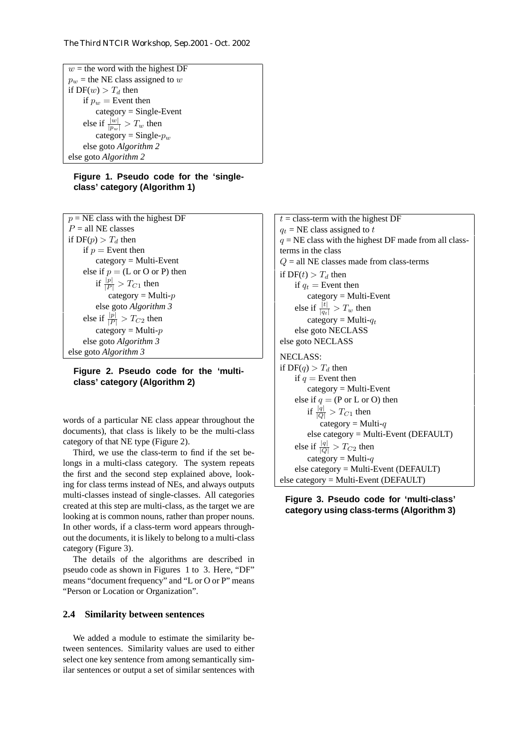```
w = the word with the highest DF
p_w = the NE class assigned to w
if DF(w) > T_d then
    if p_w = Event then
        category = Single-Event
    else if |w|/|p_w| > T_w then
        category = Single-p_w
    else goto Algorithm 2
else goto Algorithm 2
```

**Figure 1. Pseudo code for the 'single-class' category (Algorithm 1)**

```
p = NE class with the highest DF
P = all NE classes
if DF(p) > T_d then
    if p = Event then
        category = Multi-Event
    else if p = (L or O or P) then
        if |p|/|P| > T_C1 then
            category = Multi-p
        else goto Algorithm 3
    else if |p|/|P| > T_C2 then
        category = Multi-p
    else goto Algorithm 3
else goto Algorithm 3
```

**Figure 2. Pseudo code for the 'multi-class' category (Algorithm 2)**

words of a particular NE class appear throughout the documents), that class is likely to be the multi-class category of that NE type (Figure 2).

Third, we use the class-term to find if the set belongs in a multi-class category. The system repeats the first and the second step explained above, looking for class terms instead of NEs, and always outputs multi-classes instead of single-classes. All categories created at this step are multi-class, as the target we are looking at is common nouns, rather than proper nouns. In other words, if a class-term word appears throughout the documents, it is likely to belong to a multi-class category (Figure 3).

The details of the algorithms are described in pseudo code as shown in Figures 1 to 3. Here, "DF" means "document frequency" and "L or O or P" means "Person or Location or Organization".

```
t = class-term with the highest DF
q_t = NE class assigned to t
q = NE class with the highest DF made from all class-terms in the class
Q = all NE classes made from class-terms
if DF(t) > T_d then
    if q_t = Event then
        category = Multi-Event
    else if |t|/|q_t| > T_w then
        category = Multi-q_t
    else goto NECLASS
else goto NECLASS

NECLASS:
if DF(q) > T_d then
    if q = Event then
        category = Multi-Event
    else if q = (P or L or O) then
        if |q|/|Q| > T_C1 then
            category = Multi-q
        else category = Multi-Event (DEFAULT)
    else if |q|/|Q| > T_C2 then
        category = Multi-q
    else category = Multi-Event (DEFAULT)
else category = Multi-Event (DEFAULT)
```

**Figure 3. Pseudo code for 'multi-class' category using class-terms (Algorithm 3)**

### 2.4 Similarity between sentences

We added a module to estimate the similarity between sentences. Similarity values are used to either select one key sentence from among semantically similar sentences or output a set of similar sentences with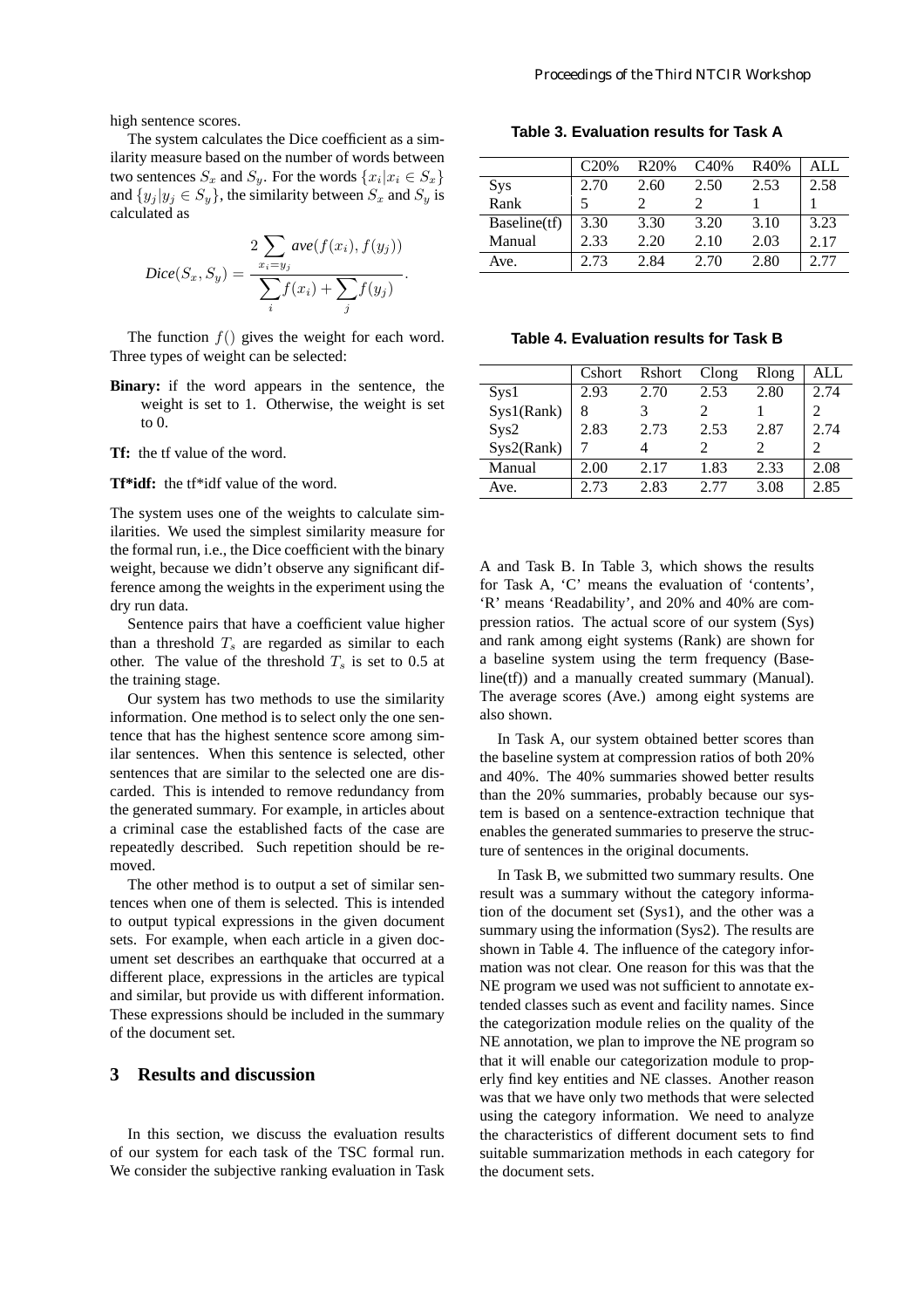high sentence scores.

The system calculates the Dice coefficient as a similarity measure based on the number of words between two sentences $S_x$ and $S_y$. For the words $\{x_i | x_i \in S_x\}$ and $\{y_j | y_j \in S_y\}$, the similarity between $S_x$ and $S_y$ is calculated as

$$Dice(S_x, S_y) = \frac{2 \sum_{x_i = y_j} ave(f(x_i), f(y_j))}{\sum_i f(x_i) + \sum_j f(y_j)}.$$

The function $f()$ gives the weight for each word. Three types of weight can be selected:

**Binary:** if the word appears in the sentence, the weight is set to 1. Otherwise, the weight is set to 0.

**Tf:** the tf value of the word.

**Tf*idf:** the tf*idf value of the word.

The system uses one of the weights to calculate similarities. We used the simplest similarity measure for the formal run, i.e., the Dice coefficient with the binary weight, because we didn't observe any significant difference among the weights in the experiment using the dry run data.

Sentence pairs that have a coefficient value higher than a threshold $T_s$ are regarded as similar to each other. The value of the threshold $T_s$ is set to 0.5 at the training stage.

Our system has two methods to use the similarity information. One method is to select only the one sentence that has the highest sentence score among similar sentences. When this sentence is selected, other sentences that are similar to the selected one are discarded. This is intended to remove redundancy from the generated summary. For example, in articles about a criminal case the established facts of the case are repeatedly described. Such repetition should be removed.

The other method is to output a set of similar sentences when one of them is selected. This is intended to output typical expressions in the given document sets. For example, when each article in a given document set describes an earthquake that occurred at a different place, expressions in the articles are typical and similar, but provide us with different information. These expressions should be included in the summary of the document set.

## 3 Results and discussion

In this section, we discuss the evaluation results of our system for each task of the TSC formal run. We consider the subjective ranking evaluation in Task A and Task B. In Table 3, which shows the results for Task A, 'C' means the evaluation of 'contents', 'R' means 'Readability', and 20% and 40% are compression ratios. The actual score of our system (Sys) and rank among eight systems (Rank) are shown for a baseline system using the term frequency (Baseline(tf)) and a manually created summary (Manual). The average scores (Ave.) among eight systems are also shown.

**Table 3. Evaluation results for Task A**

| | C20% | R20% | C40% | R40% | ALL |
|---|---|---|---|---|---|
| Sys | 2.70 | 2.60 | 2.50 | 2.53 | 2.58 |
| Rank | 5 | 2 | 2 | 1 | 1 |
| Baseline(tf) | 3.30 | 3.30 | 3.20 | 3.10 | 3.23 |
| Manual | 2.33 | 2.20 | 2.10 | 2.03 | 2.17 |
| Ave. | 2.73 | 2.84 | 2.70 | 2.80 | 2.77 |

**Table 4. Evaluation results for Task B**

| | Cshort | Rshort | Clong | Rlong | ALL |
|---|---|---|---|---|---|
| Sys1 | 2.93 | 2.70 | 2.53 | 2.80 | 2.74 |
| Sys1(Rank) | 8 | 3 | 2 | 1 | 2 |
| Sys2 | 2.83 | 2.73 | 2.53 | 2.87 | 2.74 |
| Sys2(Rank) | 7 | 4 | 2 | 2 | 2 |
| Manual | 2.00 | 2.17 | 1.83 | 2.33 | 2.08 |
| Ave. | 2.73 | 2.83 | 2.77 | 3.08 | 2.85 |

In Task A, our system obtained better scores than the baseline system at compression ratios of both 20% and 40%. The 40% summaries showed better results than the 20% summaries, probably because our system is based on a sentence-extraction technique that enables the generated summaries to preserve the structure of sentences in the original documents.

In Task B, we submitted two summary results. One result was a summary without the category information of the document set (Sys1), and the other was a summary using the information (Sys2). The results are shown in Table 4. The influence of the category information was not clear. One reason for this was that the NE program we used was not sufficient to annotate extended classes such as event and facility names. Since the categorization module relies on the quality of the NE annotation, we plan to improve the NE program so that it will enable our categorization module to properly find key entities and NE classes. Another reason was that we have only two methods that were selected using the category information. We need to analyze the characteristics of different document sets to find suitable summarization methods in each category for the document sets.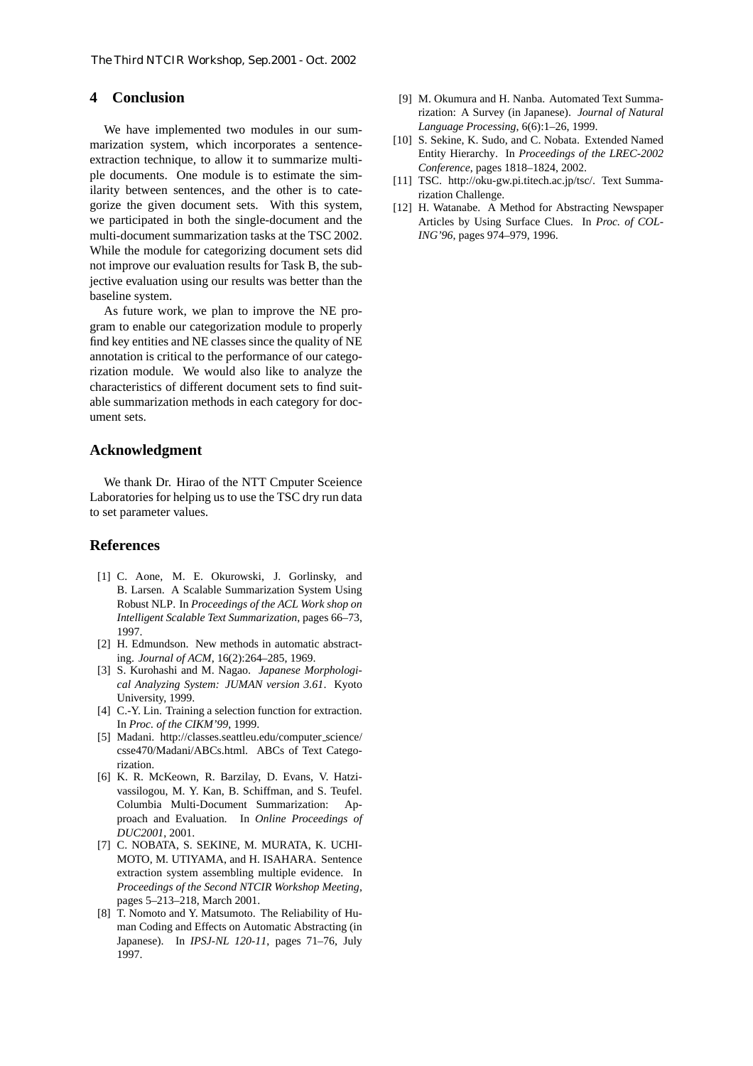## 4 Conclusion

We have implemented two modules in our summarization system, which incorporates a sentence-extraction technique, to allow it to summarize multiple documents. One module is to estimate the similarity between sentences, and the other is to categorize the given document sets. With this system, we participated in both the single-document and the multi-document summarization tasks at the TSC 2002. While the module for categorizing document sets did not improve our evaluation results for Task B, the subjective evaluation using our results was better than the baseline system.

As future work, we plan to improve the NE program to enable our categorization module to properly find key entities and NE classes since the quality of NE annotation is critical to the performance of our categorization module. We would also like to analyze the characteristics of different document sets to find suitable summarization methods in each category for document sets.

## Acknowledgment

We thank Dr. Hirao of the NTT Cmputer Sceience Laboratories for helping us to use the TSC dry run data to set parameter values.

## References

[1] C. Aone, M. E. Okurowski, J. Gorlinsky, and B. Larsen. A Scalable Summarization System Using Robust NLP. In *Proceedings of the ACL Work shop on Intelligent Scalable Text Summarization*, pages 66–73, 1997.

[2] H. Edmundson. New methods in automatic abstracting. *Journal of ACM*, 16(2):264–285, 1969.

[3] S. Kurohashi and M. Nagao. *Japanese Morphological Analyzing System: JUMAN version 3.61*. Kyoto University, 1999.

[4] C.-Y. Lin. Training a selection function for extraction. In *Proc. of the CIKM'99*, 1999.

[5] Madani. http://classes.seattleu.edu/computer_science/csse470/Madani/ABCs.html. ABCs of Text Categorization.

[6] K. R. McKeown, R. Barzilay, D. Evans, V. Hatzivassilogou, M. Y. Kan, B. Schiffman, and S. Teufel. Columbia Multi-Document Summarization: Approach and Evaluation. In *Online Proceedings of DUC2001*, 2001.

[7] C. NOBATA, S. SEKINE, M. MURATA, K. UCHIMOTO, M. UTIYAMA, and H. ISAHARA. Sentence extraction system assembling multiple evidence. In *Proceedings of the Second NTCIR Workshop Meeting*, pages 5–213–218, March 2001.

[8] T. Nomoto and Y. Matsumoto. The Reliability of Human Coding and Effects on Automatic Abstracting (in Japanese). In *IPSJ-NL 120-11*, pages 71–76, July 1997.

[9] M. Okumura and H. Nanba. Automated Text Summarization: A Survey (in Japanese). *Journal of Natural Language Processing*, 6(6):1–26, 1999.

[10] S. Sekine, K. Sudo, and C. Nobata. Extended Named Entity Hierarchy. In *Proceedings of the LREC-2002 Conference*, pages 1818–1824, 2002.

[11] TSC. http://oku-gw.pi.titech.ac.jp/tsc/. Text Summarization Challenge.

[12] H. Watanabe. A Method for Abstracting Newspaper Articles by Using Surface Clues. In *Proc. of COLING'96*, pages 974–979, 1996.